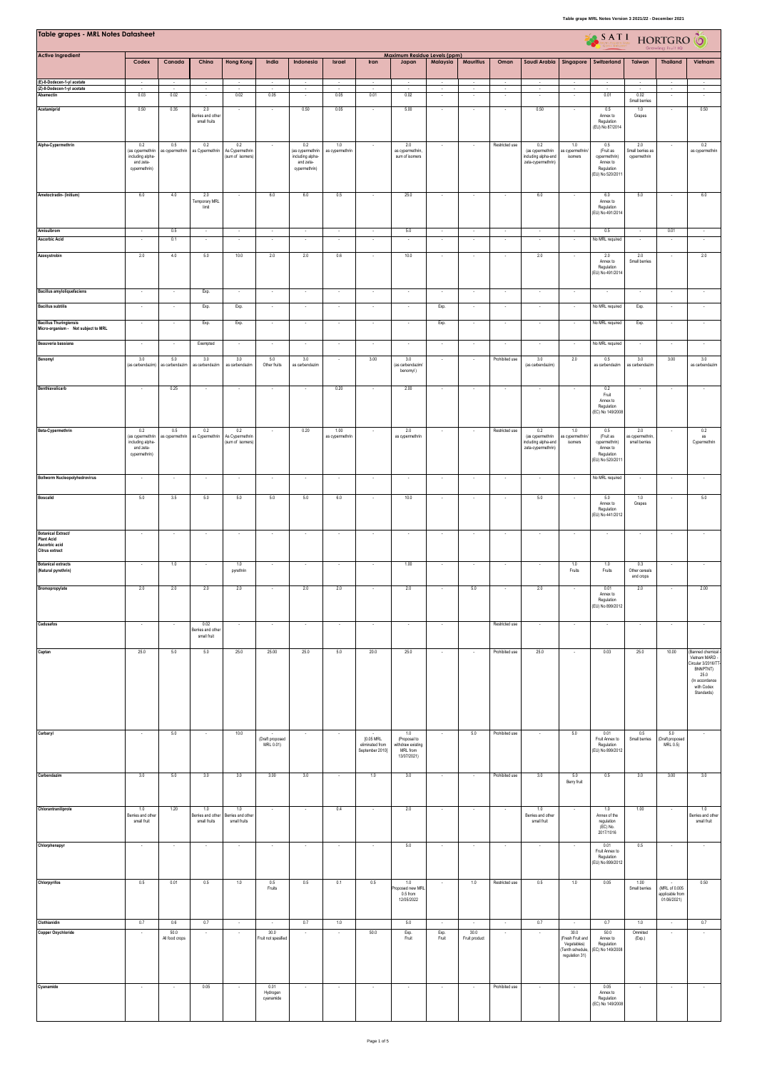# Table grapes - MRL Notes Datasheet

| Active Ingredient | Maximum Residue Levels (ppm) | | | | | | | | | | | | | | | | | |
|---|---|---|---|---|---|---|---|---|---|---|---|---|---|---|---|---|---|---|
| | Codex | Canada | China | Hong Kong | India | Indonesia | Israel | Iran | Japan | Malaysia | Mauritius | Oman | Saudi Arabia | Singapore | Switzerland | Taiwan | Thailand | Vietnam |
| (E)-8-Dodecen-1-yl acetate | - | - | - | - | - | - | - | - | - | - | - | - | - | - | - | - | - | - |
| (Z)-8-Dodecen-1-yl acetate | - | - | - | - | - | - | - | - | - | - | - | - | - | - | - | - | - | - |
| Abamectin | 0.03 | 0.02 | - | 0.02 | 0.05 | - | 0.05 | 0.01 | 0.02 | - | - | - | - | - | 0.01 | 0.02 Small berries | - | - |
| Acetamiprid | 0.50 | 0.35 | 2.0 Berries and other small fruits | - | - | 0.50 | 0.05 | - | 5.00 | - | - | - | 0.50 | - | 0.5 Annex to Regulation (EU) No 87/2014 | 1.0 Grapes | - | 0.50 |
| Alpha-Cypermethrin | 0.2 (as cypermethrin including alpha- and zeta- cypermethrin) | 0.5 as cypermethrin | 0.2 as Cypermethrin | 0.2 As Cypermethrin (sum of isomers) | - | 0.2 (as cypermethrin including alpha- and zeta- cypermethrin) | 1.0 as cypermethrin | - | 2.0 as cypermethrin, sum of isomers | - | - | Restricted use | 0.2 (as cypermethrin including alpha-and zeta-cypermethrin) | 1.0 as cypermethrin/ isomers | 0.5 (Fruit as cypermethrin) Annex to Regulation (EU) No 520/2011 | 2.0 Small berries as cypermethrin | - | 0.2 as cypermethrin |
| Ametoctradin- (initium) | 6.0 | 4.0 | 2.0 Temporary MRL limit | - | 6.0 | 6.0 | 0.5 | - | 25.0 | - | - | - | 6.0 | - | 6.0 Annex to Regulation (EU) No 491/2014 | 5.0 | - | 6.0 |
| Amisulbrom | - | 0.5 | - | - | - | - | - | - | 5.0 | - | - | - | - | - | 0.5 | - | 0.01 | - |
| Ascorbic Acid | - | 0.1 | - | - | - | - | - | - | - | - | - | - | - | - | No MRL required | - | - | - |
| Azoxystrobin | 2.0 | 4.0 | 5.0 | 10.0 | 2.0 | 2.0 | 0.6 | - | 10.0 | - | - | - | 2.0 | - | 2.0 Annex to Regulation (EU) No 491/2014 | 2.0 Small berries | - | 2.0 |
| Bacillus amyloliquefaciens | - | - | Exp. | - | - | - | - | - | - | - | - | - | - | - | - | - | - | - |
| Bacillus subtilis | - | - | Exp. | Exp. | - | - | - | - | - | Exp. | - | - | - | - | No MRL required | Exp. | - | - |
| Bacillus Thuringiensis Micro-organism - Not subject to MRL | - | - | Exp. | Exp. | - | - | - | - | - | Exp. | - | - | - | - | No MRL required | Exp. | - | - |
| Beauveria bassiana | - | - | Exempted | - | - | - | - | - | - | - | - | - | - | - | No MRL required | - | - | - |
| Benomyl | 3.0 (as carbendazim) | 5.0 as carbendazim | 3.0 as carbendazim | 3.0 as carbendazim | 5.0 Other fruits | 3.0 as carbendazim | - | 3.00 | 3.0 (as carbendazim/ benomyl) | - | - | Prohibited use | 3.0 (as carbendazim) | 2.0 | 0.5 as carbendazim | 3.0 as carbendazim | 3.00 | 3.0 as carbendazim |
| Benthiavalicarb | - | 0.25 | - | - | - | - | 0.20 | - | 2.00 | - | - | - | - | - | 0.2 Fruit Annex to Regulation (EC) No 149/2008 | - | - | - |
| Beta-Cypermethrin | 0.2 (as cypermethrin including alpha- and zeta- cypermethrin) | 0.5 as cypermethrin | 0.2 as Cypermethrin | 0.2 As Cypermethrin (sum of isomers) | - | 0.20 | 1.00 as cypermethrin | - | 2.0 as cypermethrin | - | - | Restricted use | 0.2 (as cypermethrin including alpha-and zeta-cypermethrin) | 1.0 as cypermethrin/ isomers | 0.5 (Fruit as cypermethrin) Annex to Regulation (EU) No 520/2011 | 2.0 as cypermethrin, small berries | - | 0.2 as Cypermethrin |
| Bollworm Nucleopolyhedrovirus | - | - | - | - | - | - | - | - | - | - | - | - | - | - | No MRL required | - | - | - |
| Boscalid | 5.0 | 3.5 | 5.0 | 5.0 | 5.0 | 5.0 | 6.0 | - | 10.0 | - | - | - | 5.0 | - | 5.0 Annex to Regulation (EU) No 441/2012 | 1.0 Grapes | - | 5.0 |
| Botanical Extract/ Plant Acid Ascorbic acid Citrus extract | - | - | - | - | - | - | - | - | - | - | - | - | - | - | - | - | - | - |
| Botanical extracts (Natural pyrethrin) | - | 1.0 | - | 1.0 pyrethrin | - | - | - | - | 1.00 | - | - | - | - | 1.0 Fruits | 1.0 Fruits | 0.3 Other cereals and crops | - | - |
| Bromopropylate | 2.0 | 2.0 | 2.0 | 2.0 | - | 2.0 | 2.0 | - | 2.0 | - | 5.0 | - | 2.0 | - | 0.01 Annex to Regulation (EU) No 899/2012 | 2.0 | - | 2.00 |
| Cadusafos | - | - | 0.02 Berries and other small fruit | - | - | - | - | - | - | - | - | Restricted use | - | - | - | - | - | - |
| Captan | 25.0 | 5.0 | 5.0 | 25.0 | 25.00 | 25.0 | 5.0 | 20.0 | 25.0 | - | - | Prohibited use | 25.0 | - | 0.03 | 25.0 | 10.00 | (Banned chemical - Vietnam MARD - Circular 3/2016/TT-BNNPTNT) 25.0 (In accordance with Codex Standards) |
| Carbaryl | - | 5.0 | - | 10.0 | - (Draft proposed MRL 0.01) | - | - | [0.05 MRL eliminated from September 2010] | 1.0 (Proposal to withdraw existing MRL from 13/07/2021) | - | 5.0 | Prohibited use | - | 5.0 | 0.01 Fruit Annex to Regulation (EU) No 899/2012 | 0.5 Small berries | 5.0 (Draft proposed MRL 0.5) | - |
| Carbendazim | 3.0 | 5.0 | 3.0 | 3.0 | 3.00 | 3.0 | - | 1.0 | 3.0 | - | - | Prohibited use | 3.0 | 5.0 Berry fruit | 0.5 | 3.0 | 3.00 | 3.0 |
| Chlorantraniliprole | 1.0 Berries and other small fruit | 1.20 | 1.0 Berries and other small fruits | 1.0 Berries and other small fruits | - | - | 0.4 | - | 2.0 | - | - | - | 1.0 Berries and other small fruit | - | 1.0 Annex of the regulation (EC) No. 2017/1016 | 1.00 | - | 1.0 Berries and other small fruit |
| Chlorphenapyr | - | - | - | - | - | - | - | - | 5.0 | - | - | - | - | - | 0.01 Fruit Annex to Regulation (EU) No 899/2012 | 0.5 | - | - |
| Chlorpyrifos | 0.5 | 0.01 | 0.5 | 1.0 | 0.5 Fruits | 0.5 | 0.1 | 0.5 | 1.0 Proposed new MRL 0.5 from 12/05/2022 | - | 1.0 | Restricted use | 0.5 | 1.0 | 0.05 | 1.00 Small berries | - (MRL of 0.005 applicable from 01/06/2021) | 0.50 |
| Clothianidin | 0.7 | 0.6 | 0.7 | - | - | 0.7 | 1.0 | - | 5.0 | - | - | - | 0.7 | - | 0.7 | 1.0 | - | 0.7 |
| Copper Oxychloride | - | 50.0 All food crops | - | - | 30.0 Fruit not specified | - | - | 50.0 | Exp. Fruit | Exp. Fruit | 30.0 Fruit product | - | - | 30.0 (Fresh Fruit and Vegetables) (Tenth schedule, regulation 31) | 50.0 Annex to Regulation (EC) No 149/2008 | Ommited (Exp.) | - | - |
| Cyanamide | - | - | 0.05 | - | 0.01 Hydrogen cyanamide | - | - | - | - | - | - | Prohibited use | - | - | 0.05 Annex to Regulation (EC) No 149/2008 | - | - | - |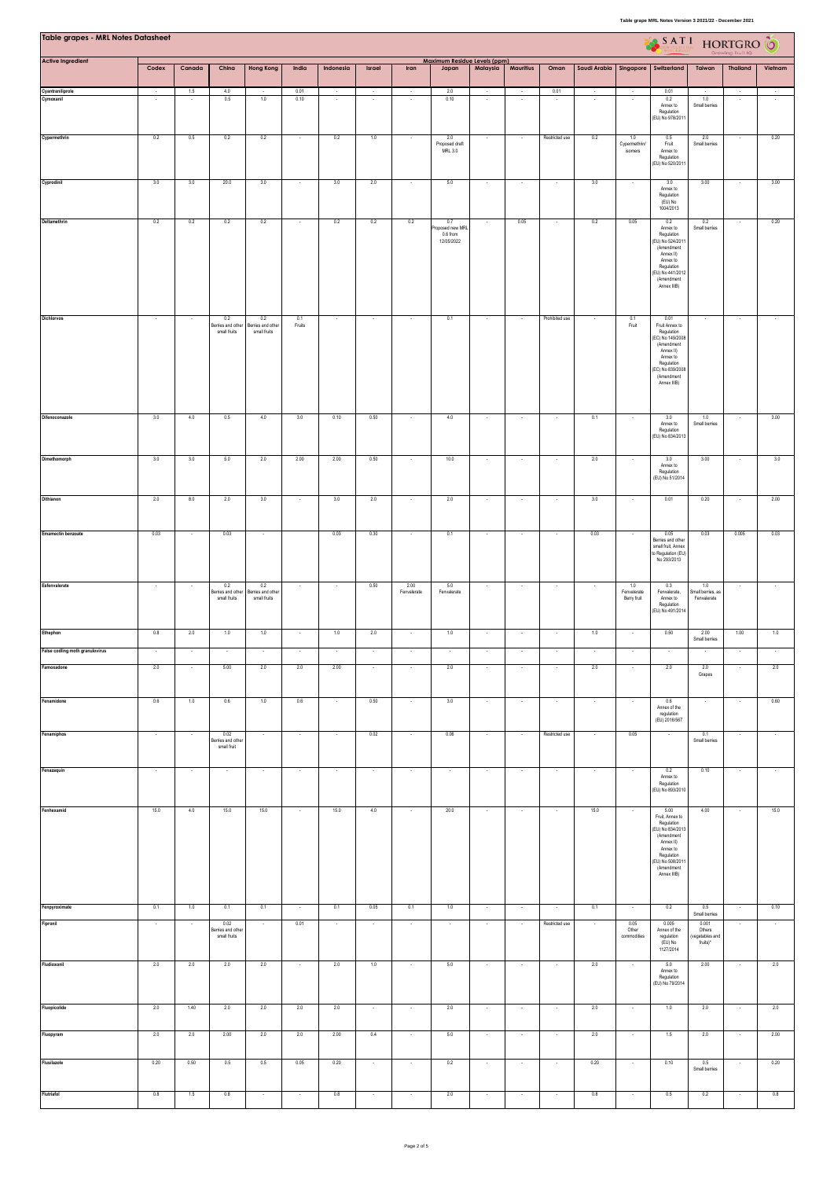# Table grapes - MRL Notes Datasheet

| Active Ingredient | Maximum Residue Levels (ppm) | | | | | | | | | | | | | | | | | |
|---|---|---|---|---|---|---|---|---|---|---|---|---|---|---|---|---|---|---|
| | Codex | Canada | China | Hong Kong | India | Indonesia | Israel | Iran | Japan | Malaysia | Mauritius | Oman | Saudi Arabia | Singapore | Switzerland | Taiwan | Thailand | Vietnam |
| Cyantraniliprole | - | 1.5 | 4.0 | - | 0.01 | - | - | - | 2.0 | - | - | 0.01 | - | - | 0.01 | - | - | - |
| Cymoxanil | - | - | 0.5 | 1.0 | 0.10 | - | - | - | 0.10 | - | - | - | - | - | 0.2 Annex to Regulation (EU) No 978/2011 | 1.0 Small berries | - | - |
| Cypermethrin | 0.2 | 0.5 | 0.2 | 0.2 | - | 0.2 | 1.0 | - | 2.0 Proposed draft MRL 3.0 | - | - | Restricted use | 0.2 | 1.0 Cypermethrin/ isomers | 0.5 Fruit Annex to Regulation (EU) No 520/2011 | 2.0 Small berries | - | 0.20 |
| Cyprodinil | 3.0 | 3.0 | 20.0 | 3.0 | - | 3.0 | 2.0 | - | 5.0 | - | - | - | 3.0 | - | 3.0 Annex to Regulation (EU) No 1004/2013 | 3.00 | - | 3.00 |
| Deltamethrin | 0.2 | 0.2 | 0.2 | 0.2 | - | 0.2 | 0.2 | 0.2 | 0.7 Proposed new MRL 0.6 from 12/05/2022 | - | 0.05 | - | 0.2 | 0.05 | 0.2 Annex to Regulation (EU) No 524/2011 (Amendment Annex II) Annex to Regulation (EU) No 441/2012 (Amendment Annex IIIB) | 0.2 Small berries | - | 0.20 |
| Dichlorvos | - | - | 0.2 Berries and other small fruits | 0.2 Berries and other small fruits | 0.1 Fruits | - | - | - | 0.1 | - | - | Prohibited use | - | 0.1 Fruit | 0.01 Fruit Annex to Regulation (EC) No 149/2008 (Amendment Annex II) Annex to Regulation (EC) No 839/2008 (Amendment Annex IIIB) | - | - | - |
| Difenoconazole | 3.0 | 4.0 | 0.5 | 4.0 | 3.0 | 0.10 | 0.50 | - | 4.0 | - | - | - | 0.1 | - | 3.0 Annex to Regulation (EU) No 834/2013 | 1.0 Small berries | - | 3.00 |
| Dimethomorph | 3.0 | 3.0 | 5.0 | 2.0 | 2.00 | 2.00 | 0.50 | - | 10.0 | - | - | - | 2.0 | - | 3.0 Annex to Regulation (EU) No 51/2014 | 3.00 | - | 3.0 |
| Dithianon | 2.0 | 8.0 | 2.0 | 3.0 | - | 3.0 | 2.0 | - | 2.0 | - | - | - | 3.0 | - | 0.01 | 0.20 | - | 2.00 |
| Emamectin benzoate | 0.03 | - | 0.03 | - | | 0.03 | 0.30 | - | 0.1 | - | - | - | 0.03 | - | 0.05 Berries and other small fruit, Annex to Regulation (EU) No 293/2013 | 0.03 | 0.005 | 0.03 |
| Esfenvalerate | - | - | 0.2 Berries and other small fruits | 0.2 Berries and other small fruits | - | - | 0.50 | 2.00 Fenvalerate | 5.0 Fenvalerate | - | - | - | - | 1.0 Fenvalerate Berry fruit | 0.3 Fenvalerate, Annex to Regulation (EU) No 491/2014 | 1.0 Small berries, as Fenvalerate | - | - |
| Ethephon | 0.8 | 2.0 | 1.0 | 1.0 | - | 1.0 | 2.0 | - | 1.0 | - | - | - | 1.0 | - | 0.50 | 2.00 Small berries | 1.00 | 1.0 |
| False codling moth granulovirus | - | - | - | - | - | - | - | - | - | - | - | - | - | - | - | - | - | - |
| Famoxadone | 2.0 | - | 5.00 | 2.0 | 2.0 | 2.00 | - | - | 2.0 | - | - | - | 2.0 | - | 2.0 | 2.0 Grapes | - | 2.0 |
| Fenamidone | 0.6 | 1.0 | 0.6 | 1.0 | 0.6 | - | 0.50 | - | 3.0 | - | - | - | - | - | 0.6 Annex of the regulation (EU) 2016/567 | - | - | 0.60 |
| Fenamiphos | - | - | 0.02 Berries and other small fruit | - | - | - | 0.02 | - | 0.06 | - | - | Restricted use | - | 0.05 | - | 0.1 Small berries | - | - |
| Fenazaquin | - | - | - | - | - | - | - | - | - | - | - | - | - | - | 0.2 Annex to Regulation (EU) No 893/2010 | 0.10 | - | - |
| Fenhexamid | 15.0 | 4.0 | 15.0 | 15.0 | - | 15.0 | 4.0 | - | 20.0 | - | - | - | 15.0 | - | 5.00 Fruit, Annex to Regulation (EU) No 834/2013 (Amendment Annex II) Annex to Regulation (EU) No 508/2011 (Amendment Annex IIIB) | 4.00 | - | 15.0 |
| Fenpyroximate | 0.1 | 1.0 | 0.1 | 0.1 | - | 0.1 | 0.05 | 0.1 | 1.0 | - | - | - | 0.1 | - | 0.2 | 0.5 Small berries | - | 0.10 |
| Fipronil | - | - | 0.02 Berries and other small fruits | - | 0.01 | - | - | - | - | - | - | Restricted use | - | 0.05 Other commodities | 0.005 Annex of the regulation (EU) No 1127/2014 | 0.001 Others (vegetables and fruits)* | - | - |
| Fludioxonil | 2.0 | 2.0 | 2.0 | 2.0 | - | 2.0 | 1.0 | - | 5.0 | - | - | - | 2.0 | - | 5.0 Annex to Regulation (EU) No 79/2014 | 2.00 | - | 2.0 |
| Fluopicolide | 2.0 | 1.40 | 2.0 | 2.0 | 2.0 | 2.0 | - | - | 2.0 | - | - | - | 2.0 | - | 1.0 | 2.0 | - | 2.0 |
| Fluopyram | 2.0 | 2.0 | 2.00 | 2.0 | 2.0 | 2.00 | 0.4 | - | 5.0 | - | - | - | 2.0 | - | 1.5 | 2.0 | - | 2.00 |
| Flusilazole | 0.20 | 0.50 | 0.5 | 0.5 | 0.05 | 0.20 | - | - | 0.2 | - | - | - | 0.20 | - | 0.10 | 0.5 Small berries | - | 0.20 |
| Flutriafol | 0.8 | 1.5 | 0.8 | - | - | 0.8 | - | - | 2.0 | - | - | - | 0.8 | - | 0.5 | 0.2 | - | 0.8 |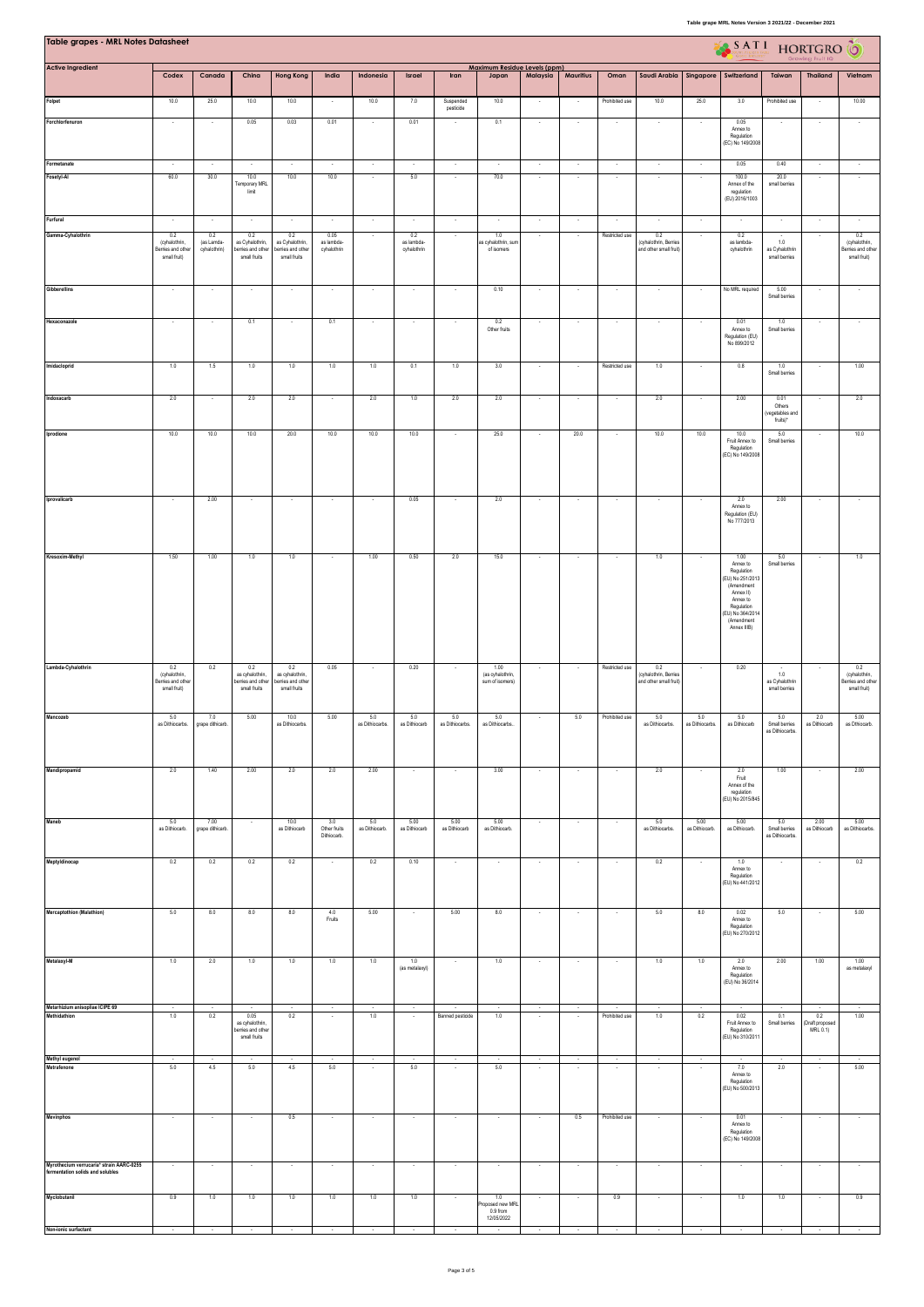# Table grapes - MRL Notes Datasheet

| Active Ingredient | Codex | Canada | China | Hong Kong | India | Indonesia | Israel | Iran | Japan | Malaysia | Mauritius | Oman | Saudi Arabia | Singapore | Switzerland | Taiwan | Thailand | Vietnam |
|---|---|---|---|---|---|---|---|---|---|---|---|---|---|---|---|---|---|---|
| | Maximum Residue Levels (ppm) | | | | | | | | | | | | | | | | | |
| Folpet | 10.0 | 25.0 | 10.0 | 10.0 | - | 10.0 | 7.0 | Suspended pesticide | 10.0 | - | - | Prohibited use | 10.0 | 25.0 | 3.0 | Prohibited use | - | 10.00 |
| Forchlorfenuron | - | - | 0.05 | 0.03 | 0.01 | - | 0.01 | - | 0.1 | - | - | - | - | - | 0.05 Annex to Regulation (EC) No 149/2008 | - | - | - |
| Formetanate | - | - | - | - | - | - | - | - | - | - | - | - | - | - | 0.05 | 0.40 | - | - |
| Fosetyl-Al | 60.0 | 30.0 | 10.0 Temporary MRL limit | 10.0 | 10.0 | - | 5.0 | - | 70.0 | - | - | - | - | - | 100.0 Annex of the regulation (EU) 2016/1003 | 20.0 small berries | - | - |
| Furfural | - | - | - | - | - | - | - | - | - | - | - | - | - | - | - | - | - | - |
| Gamma-Cyhalothrin | 0.2 (cyhalothrin, Berries and other small fruit) | 0.2 (as Lamda-cyhalothrin) | 0.2 as Cyhalothrin, berries and other small fruits | 0.2 as Cyhalothrin, berries and other small fruits | 0.05 as lambda-cyhalothrin | - | 0.2 as lambda-cyhalothrin | - | 1.0 as cyhalothrin, sum of isomers | - | - | Restricted use | 0.2 (cyhalothrin, Berries and other small fruit) | - | 0.2 as lambda-cyhalothrin | - 1.0 as Cyhalothrin small berries | - | 0.2 (cyhalothrin, Berries and other small fruit) |
| Gibberellins | - | - | - | - | - | - | - | - | 0.10 | - | - | - | - | - | No MRL required | 5.00 Small berries | - | - |
| Hexaconazole | - | - | 0.1 | - | 0.1 | - | - | - | 0.2 Other fruits | - | - | - | - | - | 0.01 Annex to Regulation (EU) No 899/2012 | 1.0 Small berries | - | - |
| Imidacloprid | 1.0 | 1.5 | 1.0 | 1.0 | 1.0 | 1.0 | 0.1 | 1.0 | 3.0 | - | - | Restricted use | 1.0 | - | 0.8 | 1.0 Small berries | - | 1.00 |
| Indoxacarb | 2.0 | - | 2.0 | 2.0 | - | 2.0 | 1.0 | 2.0 | 2.0 | - | - | - | 2.0 | - | 2.00 | 0.01 Others (vegetables and fruits)* | - | 2.0 |
| Iprodione | 10.0 | 10.0 | 10.0 | 20.0 | 10.0 | 10.0 | 10.0 | - | 25.0 | - | 20.0 | - | 10.0 | 10.0 | 10.0 Fruit Annex to Regulation (EC) No 149/2008 | 5.0 Small berries | - | 10.0 |
| Iprovalicarb | - | 2.00 | - | - | - | - | 0.05 | - | 2.0 | - | - | - | - | - | 2.0 Annex to Regulation (EU) No 777/2013 | 2.00 | - | - |
| Kresoxim-Methyl | 1.50 | 1.00 | 1.0 | 1.0 | - | 1.00 | 0.50 | 2.0 | 15.0 | - | - | - | 1.0 | - | 1.00 Annex to Regulation (EU) No 251/2013 (Amendment Annex II) Annex to Regulation (EU) No 364/2014 (Amendment Annex IIIB) | 5.0 Small berries | - | 1.0 |
| Lambda-Cyhalothrin | 0.2 (cyhalothrin, Berries and other small fruit) | 0.2 | 0.2 as cyhalothrin, berries and other small fruits | 0.2 as cyhalothrin, berries and other small fruits | 0.05 | - | 0.20 | - | 1.00 (as cyhalothrin, sum of isomers) | - | - | Restricted use | 0.2 (cyhalothrin, Berries and other small fruit) | - | 0.20 | - 1.0 as Cyhalothrin small berries | - | 0.2 (cyhalothrin, Berries and other small fruit) |
| Mancozeb | 5.0 as Dithiocarbs. | 7.0 grapes dithiocarb. | 5.00 | 10.0 as Dithiocarbs. | 5.00 | 5.0 as Dithiocarbs. | 5.0 as Dithiocarb | 5.0 as Dithiocarbs. | 5.0 as Dithiocarbs. | - | 5.0 | Prohibited use | 5.0 as Dithiocarbs. | 5.0 as Dithiocarbs. | 5.0 as Dithiocarb | 5.0 Small berries as Dithiocarbs. | 2.0 as Dithiocarb | 5.00 as Dithiocarb. |
| Mandipropamid | 2.0 | 1.40 | 2.00 | 2.0 | 2.0 | 2.00 | - | - | 3.00 | - | - | - | 2.0 | - | 2.0 Fruit Annex of the regulation (EU) No 2015/845 | 1.00 | - | 2.00 |
| Maneb | 5.0 as Dithiocarb. | 7.00 grapes dithiocarb. | - | 10.0 as Dithiocarb | 3.0 Other fruits Dithiocarb. | 5.0 as Dithiocarb. | 5.00 as Dithiocarb | 5.00 as Dithiocarb | 5.00 as Dithiocarb. | - | - | - | 5.0 as Dithiocarbs. | 5.00 as Dithiocarb. | 5.00 as Dithiocarb. | 5.0 Small berries as Dithiocarbs. | 2.00 as Dithiocarb | 5.00 as Dithiocarbs. |
| Meptyldinocap | 0.2 | 0.2 | 0.2 | 0.2 | - | 0.2 | 0.10 | - | - | - | - | - | 0.2 | - | 1.0 Annex to Regulation (EU) No 441/2012 | - | - | 0.2 |
| Mercaptothion (Malathion) | 5.0 | 8.0 | 8.0 | 8.0 | 4.0 Fruits | 5.00 | - | 5.00 | 8.0 | - | - | - | 5.0 | 8.0 | 0.02 Annex to Regulation (EU) No 270/2012 | 5.0 | - | 5.00 |
| Metalaxyl-M | 1.0 | 2.0 | 1.0 | 1.0 | 1.0 | 1.0 | 1.0 (as metalaxyl) | - | 1.0 | - | - | - | 1.0 | 1.0 | 2.0 Annex to Regulation (EU) No 36/2014 | 2.00 | 1.00 | 1.00 as metalaxyl |
| Metarhizium anisopliae ICIPE 69 | - | - | - | - | - | - | - | - | - | - | - | - | - | - | - | - | - | - |
| Methidathion | 1.0 | 0.2 | 0.05 as cyhalothrin, berries and other small fruits | 0.2 | - | 1.0 | - | Banned pesticide | 1.0 | - | - | Prohibited use | 1.0 | 0.2 | 0.02 Fruit Annex to Regulation (EU) No 310/2011 | 0.1 Small berries | 0.2 (Draft proposed MRL 0.1) | 1.00 |
| Methyl eugenol | - | - | - | - | - | - | - | - | - | - | - | - | - | - | - | - | - | - |
| Metrafenone | 5.0 | 4.5 | 5.0 | 4.5 | 5.0 | - | 5.0 | - | 5.0 | - | - | - | - | - | 7.0 Annex to Regulation (EU) No 500/2013 | 2.0 | - | 5.00 |
| Mevinphos | - | - | - | 0.5 | - | - | - | - | - | - | 0.5 | Prohibited use | - | - | 0.01 Annex to Regulation (EC) No 149/2008 | - | - | - |
| Myrothecium verrucaria* strain AARC-0255 fermentation solids and solubles | - | - | - | - | - | - | - | - | - | - | - | - | - | - | - | - | - | - |
| Myclobutanil | 0.9 | 1.0 | 1.0 | 1.0 | 1.0 | 1.0 | 1.0 | - | 1.0 Proposed new MRL 0.9 from 12/05/2022 | - | - | 0.9 | - | - | 1.0 | 1.0 | - | 0.9 |
| Non-ionic surfactant | - | - | - | - | - | - | - | - | - | - | - | - | - | - | - | - | - | - |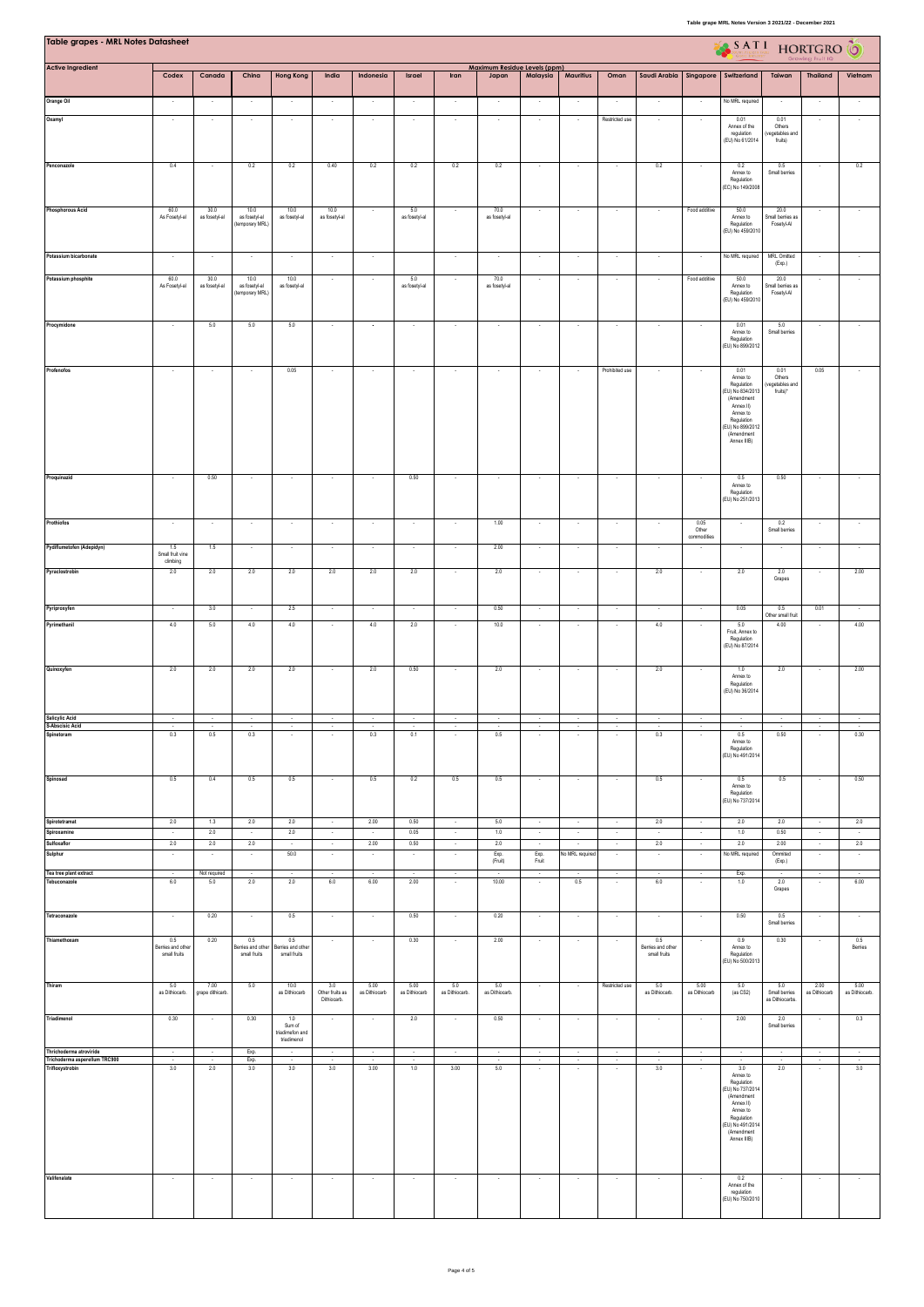# Table grapes - MRL Notes Datasheet

| Active Ingredient | Codex | Canada | China | Hong Kong | India | Indonesia | Israel | Iran | Japan | Malaysia | Mauritius | Oman | Saudi Arabia | Singapore | Switzerland | Taiwan | Thailand | Vietnam |
|---|---|---|---|---|---|---|---|---|---|---|---|---|---|---|---|---|---|---|
| | Maximum Residue Levels (ppm) | | | | | | | | | | | | | | | | | |
| Orange Oil | - | - | - | - | - | - | - | - | - | - | - | - | - | - | No MRL required | - | - | - |
| Oxamyl | - | - | - | - | - | - | - | - | - | - | - | Restricted use | - | - | 0.01 Annex of the regulation (EU) No 61/2014 | 0.01 Others (vegetables and fruits) | - | - |
| Penconazole | 0.4 | - | 0.2 | 0.2 | 0.40 | 0.2 | 0.2 | 0.2 | 0.2 | - | - | - | 0.2 | - | 0.2 Annex to Regulation (EC) No 149/2008 | 0.5 Small berries | - | 0.2 |
| Phosphorous Acid | 60.0 As Fosetyl-al | 30.0 as fosetyl-al | 10.0 as fosetyl-al (temporary MRL) | 10.0 as fosetyl-al | 10.0 as fosetyl-al | - | 5.0 as fosetyl-al | - | 70.0 as fosetyl-al | - | - | - | - | Food additive | 50.0 Annex to Regulation (EU) No 459/2010 | 20.0 Small berries as Fosetyl-Al | - | - |
| Potassium bicarbonate | - | - | - | - | - | - | | - | - | - | - | - | - | - | No MRL required | MRL Omitted (Exp.) | - | - |
| Potassium phosphite | 60.0 As Fosetyl-al | 30.0 as fosetyl-al | 10.0 as fosetyl-al (temporary MRL) | 10.0 as fosetyl-al | - | - | 5.0 as fosetyl-al | - | 70.0 as fosetyl-al | - | - | - | - | Food additive | 50.0 Annex to Regulation (EU) No 459/2010 | 20.0 Small berries as Fosetyl-Al | - | - |
| Procymidone | - | 5.0 | 5.0 | 5.0 | - | - | - | - | - | - | - | - | - | - | 0.01 Annex to Regulation (EU) No 899/2012 | 5.0 Small berries | - | - |
| Profenofos | - | - | - | 0.05 | - | - | - | - | - | - | - | Prohibited use | - | - | 0.01 Annex to Regulation (EU) No 834/2013 (Amendment Annex II) Annex to Regulation (EU) No 899/2012 (Amendment Annex IIIB) | 0.01 Others (vegetables and fruits)* | 0.05 | - |
| Proquinazid | - | 0.50 | - | - | - | - | 0.50 | - | - | - | - | - | - | - | 0.5 Annex to Regulation (EU) No 251/2013 | 0.50 | - | - |
| Prothiofos | - | - | - | - | - | - | - | - | 1.00 | - | - | - | - | 0.05 Other commodities | - | 0.2 Small berries | - | - |
| Pydiflumetofen (Adepidyn) | 1.5 Small fruit vine climbing | 1.5 | - | - | - | - | - | - | 2.00 | - | - | - | - | - | - | - | - | - |
| Pyraclostrobin | 2.0 | 2.0 | 2.0 | 2.0 | 2.0 | 2.0 | 2.0 | - | 2.0 | - | - | - | 2.0 | - | 2.0 | 2.0 Grapes | - | 2.00 |
| Pyriproxyfen | - | 3.0 | - | 2.5 | - | - | - | - | 0.50 | - | - | - | - | - | 0.05 | 0.5 Other small fruit | 0.01 | - |
| Pyrimethanil | 4.0 | 5.0 | 4.0 | 4.0 | - | 4.0 | 2.0 | - | 10.0 | - | - | - | 4.0 | - | 5.0 Fruit, Annex to Regulation (EU) No 87/2014 | 4.00 | - | 4.00 |
| Quinoxyfen | 2.0 | 2.0 | 2.0 | 2.0 | - | 2.0 | 0.50 | - | 2.0 | - | - | - | 2.0 | - | 1.0 Annex to Regulation (EU) No 36/2014 | 2.0 | - | 2.00 |
| Salicylic Acid | - | - | - | - | - | - | - | - | - | - | - | - | - | - | - | - | - | - |
| S-Abscisic Acid | - | - | - | - | - | - | - | - | - | - | - | - | - | - | - | - | - | - |
| Spinetoram | 0.3 | 0.5 | 0.3 | - | - | 0.3 | 0.1 | - | 0.5 | - | - | - | 0.3 | - | 0.5 Annex to Regulation (EU) No 491/2014 | 0.50 | - | 0.30 |
| Spinosad | 0.5 | 0.4 | 0.5 | 0.5 | - | 0.5 | 0.2 | 0.5 | 0.5 | - | - | - | 0.5 | - | 0.5 Annex to Regulation (EU) No 737/2014 | 0.5 | - | 0.50 |
| Spirotetramat | 2.0 | 1.3 | 2.0 | 2.0 | - | 2.00 | 0.50 | - | 5.0 | - | - | - | 2.0 | - | 2.0 | 2.0 | - | 2.0 |
| Spiroxamine | - | 2.0 | - | 2.0 | - | - | 0.05 | - | 1.0 | - | - | - | - | - | 1.0 | 0.50 | - | - |
| Sulfoxaflor | 2.0 | 2.0 | 2.0 | - | - | 2.00 | 0.50 | - | 2.0 | - | - | - | 2.0 | - | 2.0 | 2.00 | - | 2.0 |
| Sulphur | - | - | - | 50.0 | - | - | - | - | Exp. (Fruit) | Exp. Fruit | No MRL required | - | - | - | No MRL required | Ommited (Exp.) | - | - |
| Tea tree plant extract | - | Not required | - | - | - | - | - | - | - | - | - | - | - | - | Exp. | - | - | - |
| Tebuconazole | 6.0 | 5.0 | 2.0 | 2.0 | 6.0 | 6.00 | 2.00 | - | 10.00 | - | 0.5 | - | 6.0 | - | 1.0 | 2.0 Grapes | - | 6.00 |
| Tetraconazole | - | 0.20 | - | 0.5 | - | - | 0.50 | - | 0.20 | - | - | - | - | - | 0.50 | 0.5 Small berries | - | - |
| Thiamethoxam | 0.5 Berries and other small fruits | 0.20 | 0.5 Berries and other small fruits | 0.5 Berries and other small fruits | - | - | 0.30 | - | 2.00 | - | - | - | 0.5 Berries and other small fruits | - | 0.9 Annex to Regulation (EU) No 500/2013 | 0.30 | - | 0.5 Berries |
| Thiram | 5.0 as Dithiocarb. | 7.00 grape dithiocarb. | 5.0 | 10.0 as Dithiocarb | 3.0 Other fruits as Dithiocarb. | 5.00 as Dithiocarb | 5.00 as Dithiocarb | 5.0 as Dithiocarb. | 5.0 as Dithiocarb. | - | - | Restricted use | 5.0 as Dithiocarb. | 5.00 as Dithiocarb | 5.0 (as CS2) | 5.0 Small berries as Dithiocarbs. | 2.00 as Dithiocarb | 5.00 as Dithiocarb. |
| Triadimenol | 0.30 | - | 0.30 | 1.0 Sum of triadimefon and triadimenol | - | - | 2.0 | - | 0.50 | - | - | - | - | - | 2.00 | 2.0 Small berries | - | 0.3 |
| Thrichoderma atroviride | - | - | Exp. | - | - | - | - | - | - | - | - | - | - | - | - | - | - | - |
| Trichoderma asperellum TRC900 | - | - | Exp. | - | - | - | - | - | - | - | - | - | - | - | - | - | - | - |
| Trifloxystrobin | 3.0 | 2.0 | 3.0 | 3.0 | 3.0 | 3.00 | 1.0 | 3.00 | 5.0 | - | - | - | 3.0 | - | 3.0 Annex to Regulation (EU) No 737/2014 (Amendment Annex II) Annex to Regulation (EU) No 491/2014 (Amendment Annex IIIB) | 2.0 | - | 3.0 |
| Valifenalate | - | - | - | - | - | - | - | - | - | - | - | - | - | - | 0.2 Annex of the regulation (EU) No 750/2010 | - | - | - |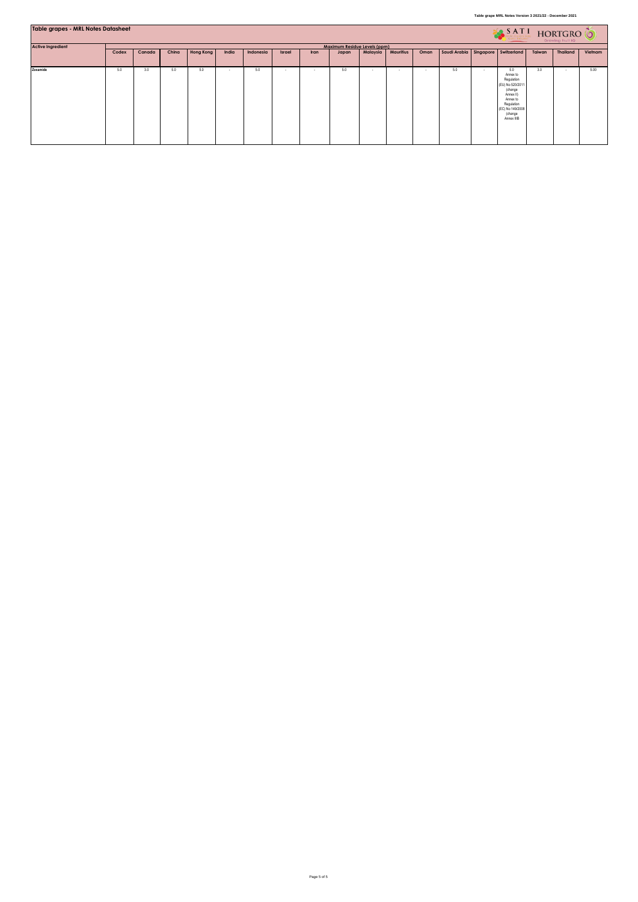# Table grapes - MRL Notes Datasheet

| Active Ingredient | Maximum Residue Levels (ppm) | | | | | | | | | | | | | | | | | |
|---|---|---|---|---|---|---|---|---|---|---|---|---|---|---|---|---|---|---|
| | Codex | Canada | China | Hong Kong | India | Indonesia | Israel | Iran | Japan | Malaysia | Mauritius | Oman | Saudi Arabia | Singapore | Switzerland | Taiwan | Thailand | Vietnam |
| Zoxamide | 5.0 | 3.0 | 5.0 | 5.0 | - | 5.0 | - | - | 5.0 | - | - | - | 5.0 | - | 5.0 Annex to Regulation (EU) No 520/2011 (change Annex II) Annex to Regulation (EC) No 149/2008 (change Annex IIB | 3.0 | - | 5.00 |